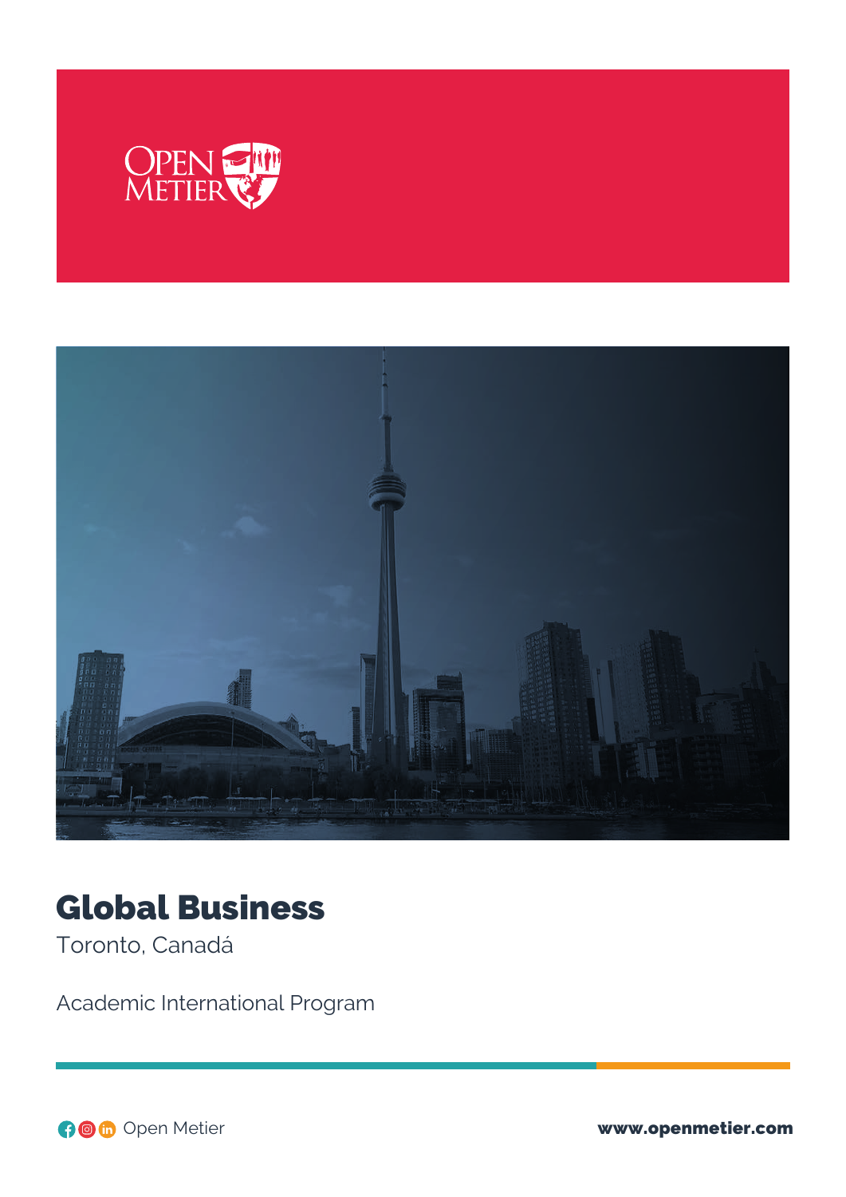# Global Business

Toronto, Canadá

Academic International Program

Open Metier

www.openmetier.com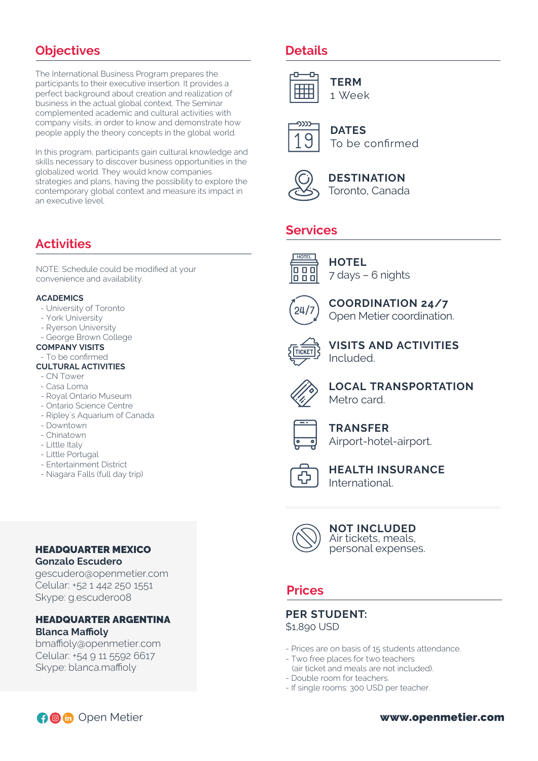## Objectives

The International Business Program prepares the participants to their executive insertion. It provides a perfect background about creation and realization of business in the actual global context. The Seminar complemented academic and cultural activities with company visits, in order to know and demonstrate how people apply the theory concepts in the global world.

In this program, participants gain cultural knowledge and skills necessary to discover business opportunities in the globalized world. They would know companies strategies and plans, having the possibility to explore the contemporary global context and measure its impact in an executive level.

## Activities

NOTE: Schedule could be modified at your convenience and availability.

**ACADEMICS**

- University of Toronto
- York University
- Ryerson University
- George Brown College

**COMPANY VISITS**

- To be confirmed

**CULTURAL ACTIVITIES**

- CN Tower
- Casa Loma
- Royal Ontario Museum
- Ontario Science Centre
- Ripley´s Aquarium of Canada
- Downtown
- Chinatown
- Little Italy
- Little Portugal
- Entertainment District
- Niagara Falls (full day trip)

## Details

**TERM**
1 Week

**DATES**
To be confirmed

**DESTINATION**
Toronto, Canada

## Services

**HOTEL**
7 days – 6 nights

**COORDINATION 24/7**
Open Metier coordination.

**VISITS AND ACTIVITIES**
Included.

**LOCAL TRANSPORTATION**
Metro card.

**TRANSFER**
Airport-hotel-airport.

**HEALTH INSURANCE**
International.

**NOT INCLUDED**
Air tickets, meals, personal expenses.

## Prices

**PER STUDENT:**
$1,890 USD

- Prices are on basis of 15 students attendance.
- Two free places for two teachers (air ticket and meals are not included).
- Double room for teachers.
- If single rooms: 300 USD per teacher.

**HEADQUARTER MEXICO**
**Gonzalo Escudero**
gescudero@openmetier.com
Celular: +52 1 442 250 1551
Skype: g.escudero08

**HEADQUARTER ARGENTINA**
**Blanca Maffioly**
bmaffioly@openmetier.com
Celular: +54 9 11 5592 6617
Skype: blanca.maffioly

Open Metier

**www.openmetier.com**